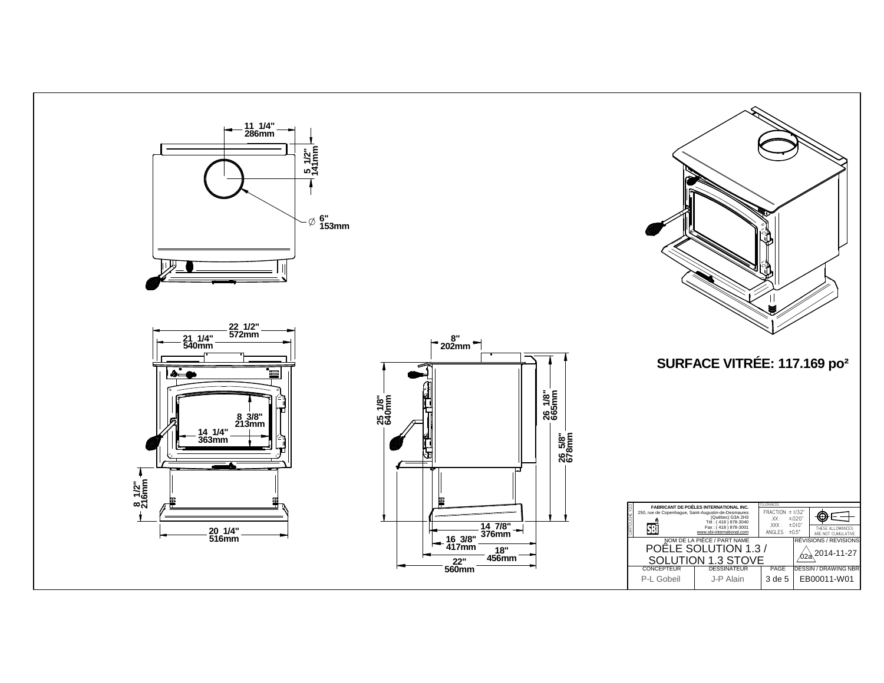11 1/4"
286mm

5 1/2"
141mm

∅ 6"
153mm

22 1/2"
572mm

21 1/4"
540mm

8 3/8"
213mm

14 1/4"
363mm

8 1/2"
216mm

20 1/4"
516mm

8"
202mm

25 1/8"
640mm

26 1/8"
665mm

26 5/8"
678mm

14 7/8"
376mm

16 3/8"
417mm

18"
456mm

22"
560mm

## SURFACE VITRÉE: 117.169 po²

**FABRICANT DE POÊLES INTERNATIONAL INC.**
250, rue de Copenhague, Saint-Augustin-de-Desmaures (Québec) G3A 2H3
Tél : ( 418 ) 878-3040
Fax : ( 418 ) 878-3001
www.sbi-international.com

CARTOUCHE V2.0

TOLÉRANCES

| | |
|---|---|
| FRACTION | ± 1/32" |
| .XX | ±.020" |
| .XXX | ±.010" |
| ANGLES | ±0.5° |

THESE ALLOWANCES ARE NOT CUMULATIVE

| NOM DE LA PIÈCE / PART NAME | | | RÉVISIONS / REVISIONS |
|---|---|---|---|
| POÊLE SOLUTION 1.3 / SOLUTION 1.3 STOVE | | | 02a 2014-11-27 |
| CONCEPTEUR | DESSINATEUR | PAGE | DESSIN / DRAWING NBR |
| P-L Gobeil | J-P Alain | 3 de 5 | EB00011-W01 |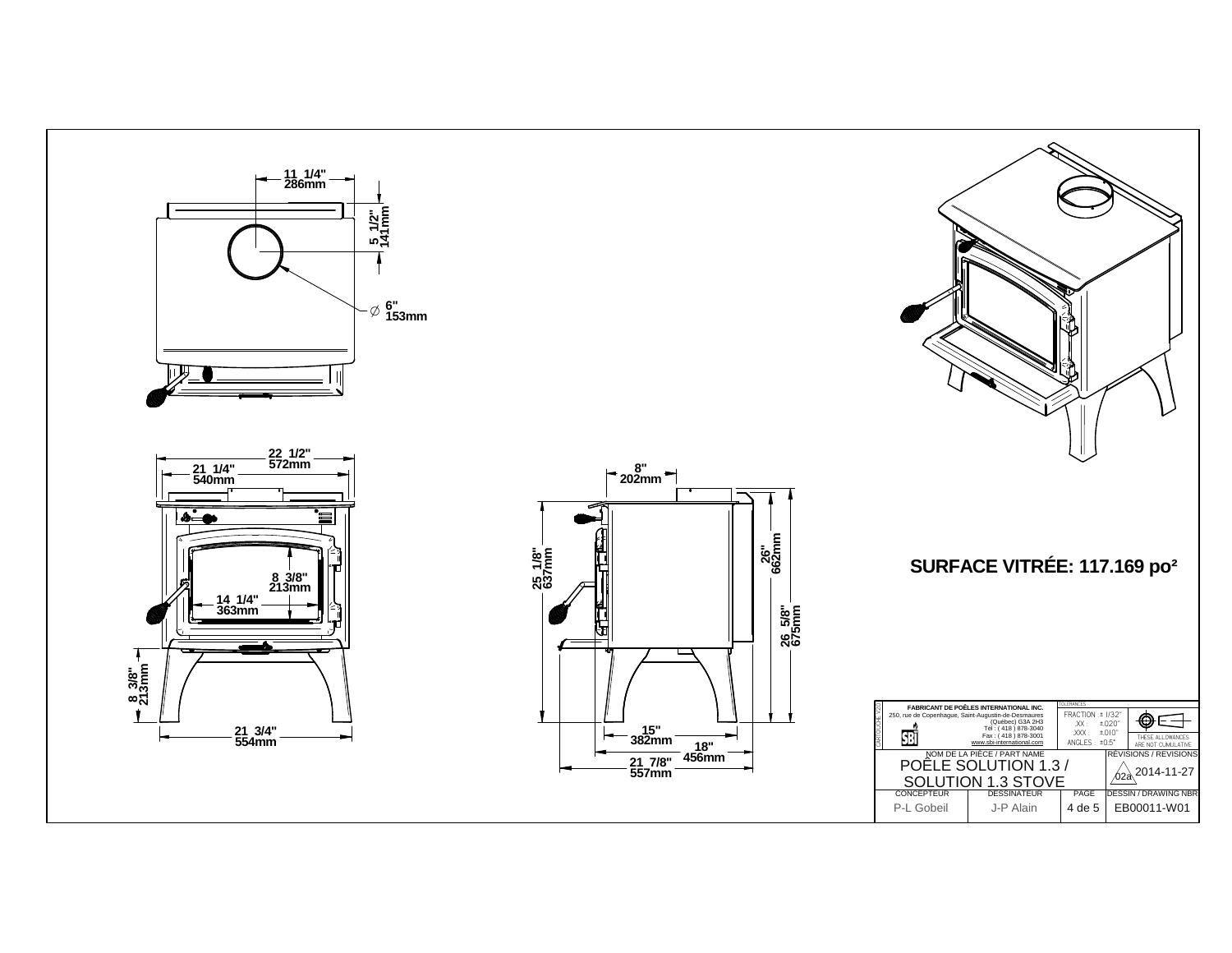11 1/4"
286mm

5 1/2"
141mm

∅ 6"
153mm

22 1/2"
572mm

21 1/4"
540mm

8 3/8"
213mm

14 1/4"
363mm

8 3/8"
213mm

21 3/4"
554mm

8"
202mm

25 1/8"
637mm

26"
662mm

26 5/8"
675mm

15"
382mm

18"
456mm

21 7/8"
557mm

## SURFACE VITRÉE: 117.169 po²

| FABRICANT DE POÊLES INTERNATIONAL INC. 250, rue de Copenhague, Saint-Augustin-de-Desmaures (Québec) G3A 2H3 Tél : (418) 878-3040 Fax : (418) 878-3001 www.sbi-international.com | TOLÉRANCES FRACTION: ± 1/32" .XX: ±.020" .XXX: ±.010" ANGLES: ±0.5° | THESE ALLOWANCES ARE NOT CUMULATIVE |
|---|---|---|
| NOM DE LA PIÈCE / PART NAME | | RÉVISIONS / REVISIONS |
| POÊLE SOLUTION 1.3 / SOLUTION 1.3 STOVE | | 02a 2014-11-27 |

| CONCEPTEUR | DESSINATEUR | PAGE | DESSIN / DRAWING NBR |
|---|---|---|---|
| P-L Gobeil | J-P Alain | 4 de 5 | EB00011-W01 |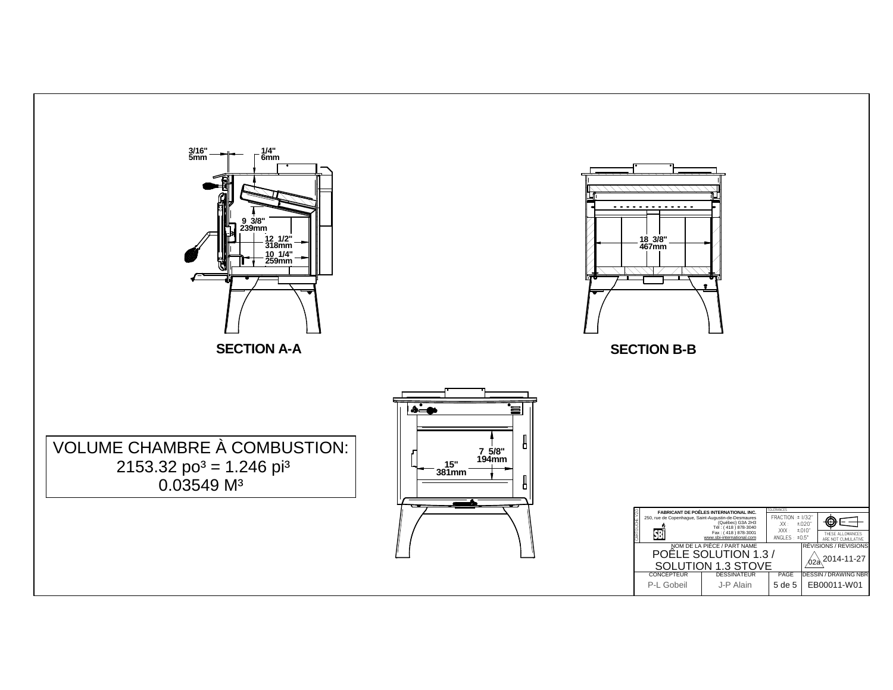3/16"
5mm

1/4"
6mm

9 3/8"
239mm

12 1/2"
318mm

10 1/4"
259mm

**SECTION A-A**

18 3/8"
467mm

**SECTION B-B**

7 5/8"
194mm

15"
381mm

VOLUME CHAMBRE À COMBUSTION:
2153.32 po³ = 1.246 pi³
0.03549 M³

**FABRICANT DE POÊLES INTERNATIONAL INC.**
250, rue de Copenhague, Saint-Augustin-de-Desmaures
(Québec) G3A 2H3
Tél : ( 418 ) 878-3040
Fax : ( 418 ) 878-3001
www.sbi-international.com

CARTOUCHE V20

TOLÉRANCES
FRACTION : ± 1/32"
.XX : ±.020"
.XXX : ±.010"
ANGLES : ±0.5°

THESE ALLOWANCES ARE NOT CUMULATIVE

| NOM DE LA PIÈCE / PART NAME | | | RÉVISIONS / REVISIONS |
| --- | --- | --- | --- |
| POÊLE SOLUTION 1.3 / SOLUTION 1.3 STOVE | | | 02a 2014-11-27 |
| CONCEPTEUR | DESSINATEUR | PAGE | DESSIN / DRAWING NBR |
| P-L Gobeil | J-P Alain | 5 de 5 | EB00011-W01 |